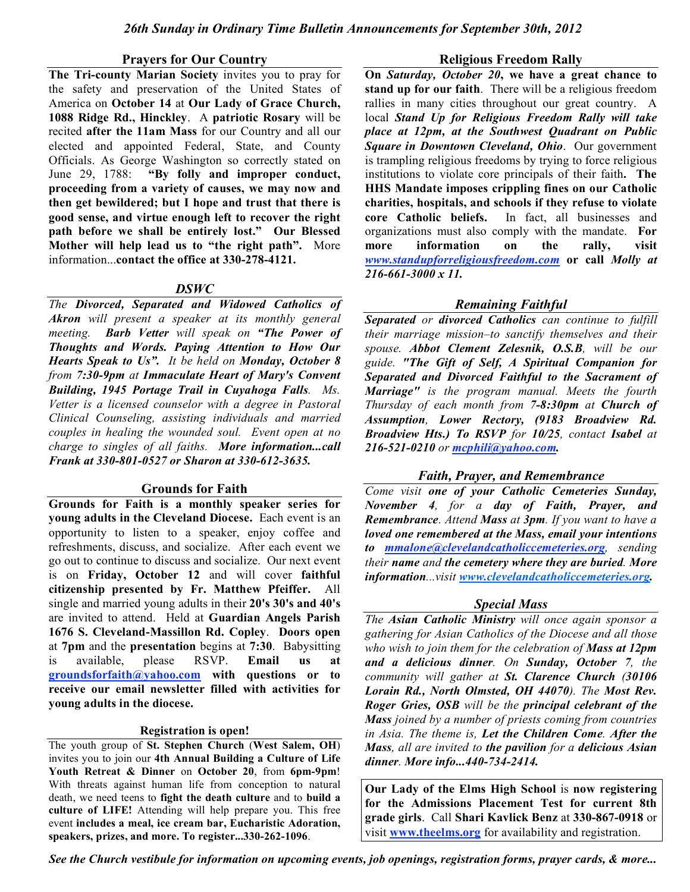*26th Sunday in Ordinary Time Bulletin Announcements for September 30th, 2012*

## Prayers for Our Country

**The Tri-county Marian Society** invites you to pray for the safety and preservation of the United States of America on **October 14** at **Our Lady of Grace Church, 1088 Ridge Rd., Hinckley**. A **patriotic Rosary** will be recited **after the 11am Mass** for our Country and all our elected and appointed Federal, State, and County Officials. As George Washington so correctly stated on June 29, 1788: **"By folly and improper conduct, proceeding from a variety of causes, we may now and then get bewildered; but I hope and trust that there is good sense, and virtue enough left to recover the right path before we shall be entirely lost." Our Blessed Mother will help lead us to "the right path".** More information...**contact the office at 330-278-4121.**

## *DSWC*

*The **Divorced, Separated and Widowed Catholics of Akron** will present a speaker at its monthly general meeting. **Barb Vetter** will speak on **"The Power of Thoughts and Words. Paying Attention to How Our Hearts Speak to Us".** It be held on **Monday, October 8** from **7:30-9pm** at **Immaculate Heart of Mary's Convent Building, 1945 Portage Trail in Cuyahoga Falls**. Ms. Vetter is a licensed counselor with a degree in Pastoral Clinical Counseling, assisting individuals and married couples in healing the wounded soul. Event open at no charge to singles of all faiths. **More information...call Frank at 330-801-0527 or Sharon at 330-612-3635.***

## Grounds for Faith

**Grounds for Faith is a monthly speaker series for young adults in the Cleveland Diocese.** Each event is an opportunity to listen to a speaker, enjoy coffee and refreshments, discuss, and socialize. After each event we go out to continue to discuss and socialize. Our next event is on **Friday, October 12** and will cover **faithful citizenship presented by Fr. Matthew Pfeiffer.** All single and married young adults in their **20's 30's and 40's** are invited to attend. Held at **Guardian Angels Parish 1676 S. Cleveland-Massillon Rd. Copley**. **Doors open** at **7pm** and the **presentation** begins at **7:30**. Babysitting is available, please RSVP. **Email us at groundsforfaith@yahoo.com with questions or to receive our email newsletter filled with activities for young adults in the diocese.**

## Registration is open!

The youth group of **St. Stephen Church (West Salem, OH)** invites you to join our **4th Annual Building a Culture of Life Youth Retreat & Dinner** on **October 20**, from **6pm-9pm**! With threats against human life from conception to natural death, we need teens to **fight the death culture** and to **build a culture of LIFE!** Attending will help prepare you. This free event **includes a meal, ice cream bar, Eucharistic Adoration, speakers, prizes, and more. To register...330-262-1096**.

## Religious Freedom Rally

**On *Saturday, October 20*, we have a great chance to stand up for our faith**. There will be a religious freedom rallies in many cities throughout our great country. A local ***Stand Up for Religious Freedom Rally will take place at 12pm, at the Southwest Quadrant on Public Square in Downtown Cleveland, Ohio***. Our government is trampling religious freedoms by trying to force religious institutions to violate core principals of their faith**. The HHS Mandate imposes crippling fines on our Catholic charities, hospitals, and schools if they refuse to violate core Catholic beliefs.** In fact, all businesses and organizations must also comply with the mandate. **For more information on the rally, visit *www.standupforreligiousfreedom.com* or call *Molly at 216-661-3000 x 11.***

## *Remaining Faithful*

***Separated** or **divorced Catholics** can continue to fulfill their marriage mission–to sanctify themselves and their spouse. **Abbot Clement Zelesnik, O.S.B**, will be our guide. **"The Gift of Self, A Spiritual Companion for Separated and Divorced Faithful to the Sacrament of Marriage"** is the program manual. Meets the fourth Thursday of each month from **7-8:30pm** at **Church of Assumption, Lower Rectory, (9183 Broadview Rd. Broadview Hts.) To RSVP** for **10/25**, contact **Isabel** at **216-521-0210** or **mcphili@yahoo.com.***

## *Faith, Prayer, and Remembrance*

*Come visit **one of your Catholic Cemeteries Sunday, November 4**, for a **day of Faith, Prayer, and Remembrance**. Attend **Mass** at **3pm**. If you want to have a **loved one remembered at the Mass, email your intentions to mmalone@clevelandcatholiccemeteries.org**, sending their **name** and **the cemetery where they are buried**. **More information**...visit **www.clevelandcatholiccemeteries.org.***

## *Special Mass*

*The **Asian Catholic Ministry** will once again sponsor a gathering for Asian Catholics of the Diocese and all those who wish to join them for the celebration of **Mass at 12pm and a delicious dinner**. On **Sunday, October 7**, the community will gather at **St. Clarence Church (30106 Lorain Rd., North Olmsted, OH 44070)**. The **Most Rev. Roger Gries, OSB** will be the **principal celebrant of the Mass** joined by a number of priests coming from countries in Asia. The theme is, **Let the Children Come**. **After the Mass**, all are invited to **the pavilion** for a **delicious Asian dinner**. **More info...440-734-2414.***

**Our Lady of the Elms High School** is **now registering for the Admissions Placement Test for current 8th grade girls**. Call **Shari Kavlick Benz** at **330-867-0918** or visit **www.theelms.org** for availability and registration.

***See the Church vestibule for information on upcoming events, job openings, registration forms, prayer cards, & more...***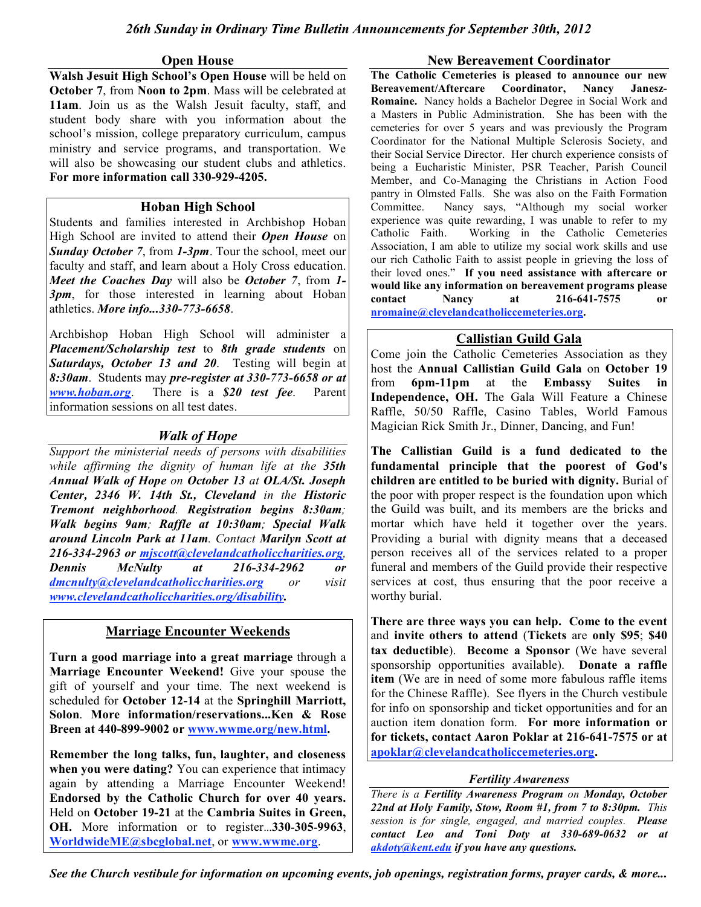*26th Sunday in Ordinary Time Bulletin Announcements for September 30th, 2012*

## Open House

**Walsh Jesuit High School's Open House** will be held on **October 7**, from **Noon to 2pm**. Mass will be celebrated at **11am**. Join us as the Walsh Jesuit faculty, staff, and student body share with you information about the school's mission, college preparatory curriculum, campus ministry and service programs, and transportation. We will also be showcasing our student clubs and athletics. **For more information call 330-929-4205.**

## Hoban High School

Students and families interested in Archbishop Hoban High School are invited to attend their ***Open House*** on ***Sunday October 7***, from ***1-3pm***. Tour the school, meet our faculty and staff, and learn about a Holy Cross education. ***Meet the Coaches Day*** will also be ***October 7***, from ***1-3pm***, for those interested in learning about Hoban athletics. ***More info...330-773-6658***.

Archbishop Hoban High School will administer a ***Placement/Scholarship test*** to ***8th grade students*** on ***Saturdays, October 13 and 20***. Testing will begin at ***8:30am***. Students may ***pre-register at 330-773-6658 or at www.hoban.org***. There is a ***$20 test fee***. Parent information sessions on all test dates.

## *Walk of Hope*

*Support the ministerial needs of persons with disabilities while affirming the dignity of human life at the **35th Annual Walk of Hope** on **October 13** at **OLA/St. Joseph Center, 2346 W. 14th St., Cleveland** in the **Historic Tremont neighborhood**. **Registration begins 8:30am**; **Walk begins 9am**; **Raffle at 10:30am**; **Special Walk around Lincoln Park at 11am**. Contact **Marilyn Scott at 216-334-2963 or mjscott@clevelandcatholiccharities.org, Dennis McNulty at 216-334-2962 or dmcnulty@clevelandcatholiccharities.org** or visit **www.clevelandcatholiccharities.org/disability**.*

## Marriage Encounter Weekends

**Turn a good marriage into a great marriage** through a **Marriage Encounter Weekend!** Give your spouse the gift of yourself and your time. The next weekend is scheduled for **October 12-14** at the **Springhill Marriott, Solon**. **More information/reservations...Ken & Rose Breen at 440-899-9002 or www.wwme.org/new.html.**

**Remember the long talks, fun, laughter, and closeness when you were dating?** You can experience that intimacy again by attending a Marriage Encounter Weekend! **Endorsed by the Catholic Church for over 40 years.** Held on **October 19-21** at the **Cambria Suites in Green, OH.** More information or to register...**330-305-9963**, **WorldwideME@sbcglobal.net**, or **www.wwme.org**.

## New Bereavement Coordinator

**The Catholic Cemeteries is pleased to announce our new Bereavement/Aftercare Coordinator, Nancy Janesz-Romaine.** Nancy holds a Bachelor Degree in Social Work and a Masters in Public Administration. She has been with the cemeteries for over 5 years and was previously the Program Coordinator for the National Multiple Sclerosis Society, and their Social Service Director. Her church experience consists of being a Eucharistic Minister, PSR Teacher, Parish Council Member, and Co-Managing the Christians in Action Food pantry in Olmsted Falls. She was also on the Faith Formation Committee. Nancy says, "Although my social worker experience was quite rewarding, I was unable to refer to my Catholic Faith. Working in the Catholic Cemeteries Association, I am able to utilize my social work skills and use our rich Catholic Faith to assist people in grieving the loss of their loved ones." **If you need assistance with aftercare or would like any information on bereavement programs please contact Nancy at 216-641-7575 or nromaine@clevelandcatholiccemeteries.org.**

## Callistian Guild Gala

Come join the Catholic Cemeteries Association as they host the **Annual Callistian Guild Gala** on **October 19** from **6pm-11pm** at the **Embassy Suites in Independence, OH.** The Gala Will Feature a Chinese Raffle, 50/50 Raffle, Casino Tables, World Famous Magician Rick Smith Jr., Dinner, Dancing, and Fun!

**The Callistian Guild is a fund dedicated to the fundamental principle that the poorest of God's children are entitled to be buried with dignity.** Burial of the poor with proper respect is the foundation upon which the Guild was built, and its members are the bricks and mortar which have held it together over the years. Providing a burial with dignity means that a deceased person receives all of the services related to a proper funeral and members of the Guild provide their respective services at cost, thus ensuring that the poor receive a worthy burial.

**There are three ways you can help. Come to the event** and **invite others to attend** (**Tickets** are **only $95**; **$40 tax deductible**). **Become a Sponsor** (We have several sponsorship opportunities available). **Donate a raffle item** (We are in need of some more fabulous raffle items for the Chinese Raffle). See flyers in the Church vestibule for info on sponsorship and ticket opportunities and for an auction item donation form. **For more information or for tickets, contact Aaron Poklar at 216-641-7575 or at apoklar@clevelandcatholiccemeteries.org.**

## *Fertility Awareness*

*There is a **Fertility Awareness Program** on **Monday, October 22nd at Holy Family, Stow, Room #1, from 7 to 8:30pm.** This session is for single, engaged, and married couples. **Please contact Leo and Toni Doty at 330-689-0632 or at akdoty@kent.edu if you have any questions.***

***See the Church vestibule for information on upcoming events, job openings, registration forms, prayer cards, & more...***